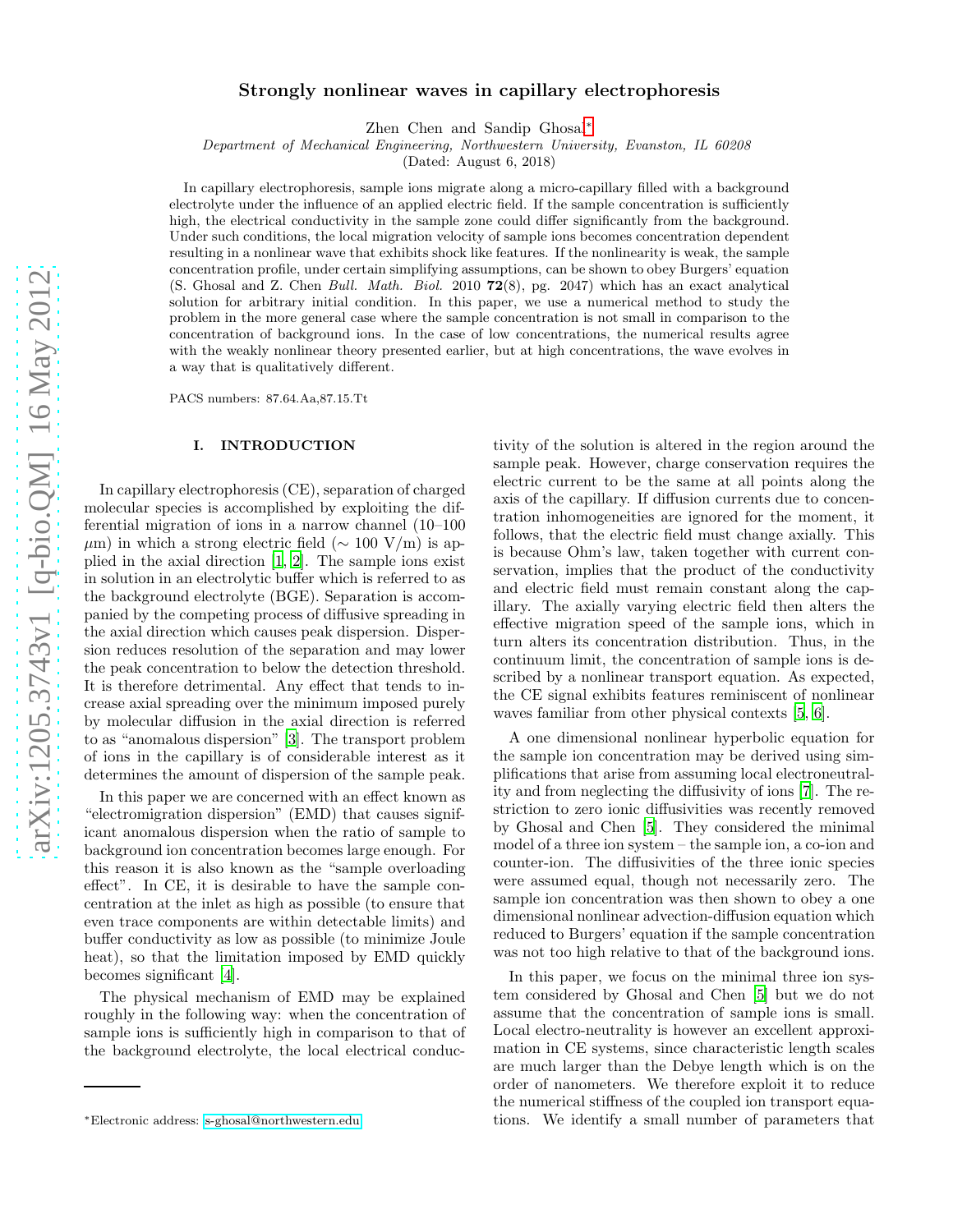# Strongly nonlinear waves in capillary electrophoresis

Zhen Chen and Sandip Ghosal[*]

*Department of Mechanical Engineering, Northwestern University, Evanston, IL 60208*

(Dated: August 6, 2018)

In capillary electrophoresis, sample ions migrate along a micro-capillary filled with a background electrolyte under the influence of an applied electric field. If the sample concentration is sufficiently high, the electrical conductivity in the sample zone could differ significantly from the background. Under such conditions, the local migration velocity of sample ions becomes concentration dependent resulting in a nonlinear wave that exhibits shock like features. If the nonlinearity is weak, the sample concentration profile, under certain simplifying assumptions, can be shown to obey Burgers' equation (S. Ghosal and Z. Chen *Bull. Math. Biol.* 2010 **72**(8), pg. 2047) which has an exact analytical solution for arbitrary initial condition. In this paper, we use a numerical method to study the problem in the more general case where the sample concentration is not small in comparison to the concentration of background ions. In the case of low concentrations, the numerical results agree with the weakly nonlinear theory presented earlier, but at high concentrations, the wave evolves in a way that is qualitatively different.

PACS numbers: 87.64.Aa,87.15.Tt

## I. INTRODUCTION

In capillary electrophoresis (CE), separation of charged molecular species is accomplished by exploiting the differential migration of ions in a narrow channel (10–100 $\mu$m) in which a strong electric field ($\sim$ 100 V/m) is applied in the axial direction [1, 2]. The sample ions exist in solution in an electrolytic buffer which is referred to as the background electrolyte (BGE). Separation is accompanied by the competing process of diffusive spreading in the axial direction which causes peak dispersion. Dispersion reduces resolution of the separation and may lower the peak concentration to below the detection threshold. It is therefore detrimental. Any effect that tends to increase axial spreading over the minimum imposed purely by molecular diffusion in the axial direction is referred to as "anomalous dispersion" [3]. The transport problem of ions in the capillary is of considerable interest as it determines the amount of dispersion of the sample peak.

In this paper we are concerned with an effect known as "electromigration dispersion" (EMD) that causes significant anomalous dispersion when the ratio of sample to background ion concentration becomes large enough. For this reason it is also known as the "sample overloading effect". In CE, it is desirable to have the sample concentration at the inlet as high as possible (to ensure that even trace components are within detectable limits) and buffer conductivity as low as possible (to minimize Joule heat), so that the limitation imposed by EMD quickly becomes significant [4].

The physical mechanism of EMD may be explained roughly in the following way: when the concentration of sample ions is sufficiently high in comparison to that of the background electrolyte, the local electrical conductivity of the solution is altered in the region around the sample peak. However, charge conservation requires the electric current to be the same at all points along the axis of the capillary. If diffusion currents due to concentration inhomogeneities are ignored for the moment, it follows, that the electric field must change axially. This is because Ohm's law, taken together with current conservation, implies that the product of the conductivity and electric field must remain constant along the capillary. The axially varying electric field then alters the effective migration speed of the sample ions, which in turn alters its concentration distribution. Thus, in the continuum limit, the concentration of sample ions is described by a nonlinear transport equation. As expected, the CE signal exhibits features reminiscent of nonlinear waves familiar from other physical contexts [5, 6].

A one dimensional nonlinear hyperbolic equation for the sample ion concentration may be derived using simplifications that arise from assuming local electroneutrality and from neglecting the diffusivity of ions [7]. The restriction to zero ionic diffusivities was recently removed by Ghosal and Chen [5]. They considered the minimal model of a three ion system – the sample ion, a co-ion and counter-ion. The diffusivities of the three ionic species were assumed equal, though not necessarily zero. The sample ion concentration was then shown to obey a one dimensional nonlinear advection-diffusion equation which reduced to Burgers' equation if the sample concentration was not too high relative to that of the background ions.

In this paper, we focus on the minimal three ion system considered by Ghosal and Chen [5] but we do not assume that the concentration of sample ions is small. Local electro-neutrality is however an excellent approximation in CE systems, since characteristic length scales are much larger than the Debye length which is on the order of nanometers. We therefore exploit it to reduce the numerical stiffness of the coupled ion transport equations. We identify a small number of parameters that

[*]Electronic address: s-ghosal@northwestern.edu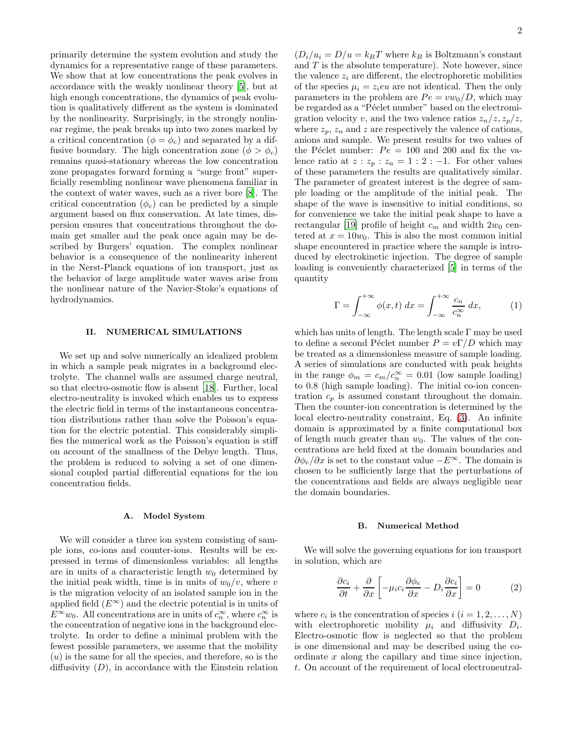primarily determine the system evolution and study the dynamics for a representative range of these parameters. We show that at low concentrations the peak evolves in accordance with the weakly nonlinear theory [5], but at high enough concentrations, the dynamics of peak evolution is qualitatively different as the system is dominated by the nonlinearity. Surprisingly, in the strongly nonlinear regime, the peak breaks up into two zones marked by a critical concentration ($\phi = \phi_c$) and separated by a diffusive boundary. The high concentration zone ($\phi > \phi_c$) remains quasi-stationary whereas the low concentration zone propagates forward forming a "surge front" superficially resembling nonlinear wave phenomena familiar in the context of water waves, such as a river bore [8]. The critical concentration ($\phi_c$) can be predicted by a simple argument based on flux conservation. At late times, dispersion ensures that concentrations throughout the domain get smaller and the peak once again may be described by Burgers' equation. The complex nonlinear behavior is a consequence of the nonlinearity inherent in the Nerst-Planck equations of ion transport, just as the behavior of large amplitude water waves arise from the nonlinear nature of the Navier-Stoke's equations of hydrodynamics.

## II. NUMERICAL SIMULATIONS

We set up and solve numerically an idealized problem in which a sample peak migrates in a background electrolyte. The channel walls are assumed charge neutral, so that electro-osmotic flow is absent [18]. Further, local electro-neutrality is invoked which enables us to express the electric field in terms of the instantaneous concentration distributions rather than solve the Poisson's equation for the electric potential. This considerably simplifies the numerical work as the Poisson's equation is stiff on account of the smallness of the Debye length. Thus, the problem is reduced to solving a set of one dimensional coupled partial differential equations for the ion concentration fields.

### A. Model System

We will consider a three ion system consisting of sample ions, co-ions and counter-ions. Results will be expressed in terms of dimensionless variables: all lengths are in units of a characteristic length $w_0$ determined by the initial peak width, time is in units of $w_0/v$, where $v$ is the migration velocity of an isolated sample ion in the applied field ($E^{\infty}$) and the electric potential is in units of $E^{\infty} w_0$. All concentrations are in units of $c_n^{\infty}$, where $c_n^{\infty}$ is the concentration of negative ions in the background electrolyte. In order to define a minimal problem with the fewest possible parameters, we assume that the mobility ($u$) is the same for all the species, and therefore, so is the diffusivity ($D$), in accordance with the Einstein relation ($D_i/u_i = D/u = k_B T$ where $k_B$ is Boltzmann's constant and $T$ is the absolute temperature). Note however, since the valence $z_i$ are different, the electrophoretic mobilities of the species $\mu_i = z_i e u$ are not identical. Then the only parameters in the problem are $Pe = v w_0/D$, which may be regarded as a "Péclet number" based on the electromigration velocity $v$, and the two valence ratios $z_n/z, z_p/z$, where $z_p$, $z_n$ and $z$ are respectively the valence of cations, anions and sample. We present results for two values of the Péclet number: $Pe = 100$ and 200 and fix the valence ratio at $z : z_p : z_n = 1 : 2 : -1$. For other values of these parameters the results are qualitatively similar. The parameter of greatest interest is the degree of sample loading or the amplitude of the initial peak. The shape of the wave is insensitive to initial conditions, so for convenience we take the initial peak shape to have a rectangular [19] profile of height $c_m$ and width $2w_0$ centered at $x = 10w_0$. This is also the most common initial shape encountered in practice where the sample is introduced by electrokinetic injection. The degree of sample loading is conveniently characterized [5] in terms of the quantity

$$\Gamma = \int_{-\infty}^{+\infty} \phi(x,t)\, dx = \int_{-\infty}^{+\infty} \frac{c_n}{c_n^{\infty}}\, dx, \tag{1}$$

which has units of length. The length scale $\Gamma$ may be used to define a second Péclet number $P = v\Gamma/D$ which may be treated as a dimensionless measure of sample loading. A series of simulations are conducted with peak heights in the range $\phi_m = c_m/c_n^{\infty} = 0.01$ (low sample loading) to 0.8 (high sample loading). The initial co-ion concentration $c_p$ is assumed constant throughout the domain. Then the counter-ion concentration is determined by the local electro-neutrality constraint, Eq. (3). An infinite domain is approximated by a finite computational box of length much greater than $w_0$. The values of the concentrations are held fixed at the domain boundaries and $\partial \phi_e/\partial x$ is set to the constant value $-E^{\infty}$. The domain is chosen to be sufficiently large that the perturbations of the concentrations and fields are always negligible near the domain boundaries.

### B. Numerical Method

We will solve the governing equations for ion transport in solution, which are

$$\frac{\partial c_i}{\partial t} + \frac{\partial}{\partial x}\left[-\mu_i c_i \frac{\partial \phi_e}{\partial x} - D_i \frac{\partial c_i}{\partial x}\right] = 0 \tag{2}$$

where $c_i$ is the concentration of species $i$ ($i = 1, 2, \ldots, N$) with electrophoretic mobility $\mu_i$ and diffusivity $D_i$. Electro-osmotic flow is neglected so that the problem is one dimensional and may be described using the coordinate $x$ along the capillary and time since injection, $t$. On account of the requirement of local electroneutral-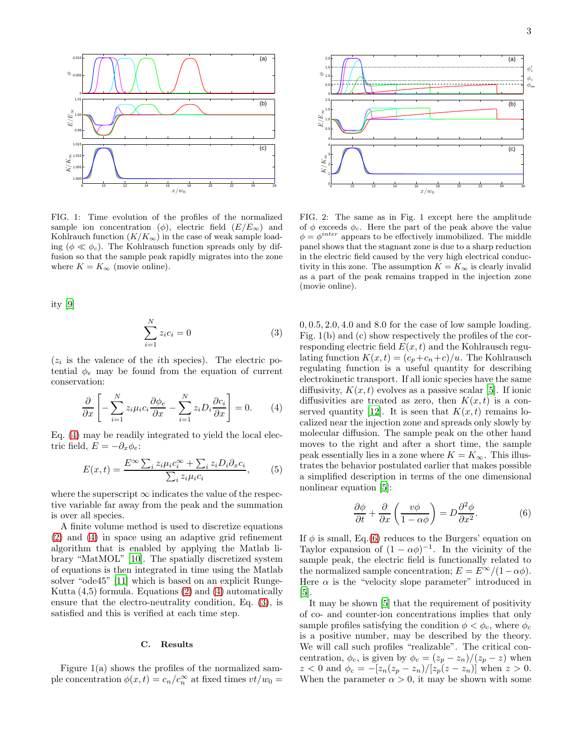FIG. 1: Time evolution of the profiles of the normalized sample ion concentration ($\phi$), electric field ($E/E_\infty$) and Kohlrauch function ($K/K_\infty$) in the case of weak sample loading ($\phi \ll \phi_c$). The Kohlrausch function spreads only by diffusion so that the sample peak rapidly migrates into the zone where $K = K_\infty$ (movie online).

FIG. 2: The same as in Fig. 1 except here the amplitude of $\phi$ exceeds $\phi_c$. Here the part of the peak above the value $\phi = \phi^{inter}$ appears to be effectively immobilized. The middle panel shows that the stagnant zone is due to a sharp reduction in the electric field caused by the very high electrical conductivity in this zone. The assumption $K = K_\infty$ is clearly invalid as a part of the peak remains trapped in the injection zone (movie online).

ity [9]

$$\sum_{i=1}^{N} z_i c_i = 0 \tag{3}$$

($z_i$ is the valence of the $i$th species). The electric potential $\phi_e$ may be found from the equation of current conservation:

$$\frac{\partial}{\partial x}\left[-\sum_{i=1}^{N} z_i \mu_i c_i \frac{\partial \phi_e}{\partial x} - \sum_{i=1}^{N} z_i D_i \frac{\partial c_i}{\partial x}\right] = 0. \tag{4}$$

Eq. (4) may be readily integrated to yield the local electric field, $E = -\partial_x \phi_e$:

$$E(x,t) = \frac{E^\infty \sum_i z_i \mu_i c_i^\infty + \sum_i z_i D_i \partial_x c_i}{\sum_i z_i \mu_i c_i}, \tag{5}$$

where the superscript $\infty$ indicates the value of the respective variable far away from the peak and the summation is over all species.

A finite volume method is used to discretize equations (2) and (4) in space using an adaptive grid refinement algorithm that is enabled by applying the Matlab library "MatMOL" [10]. The spatially discretized system of equations is then integrated in time using the Matlab solver "ode45" [11] which is based on an explicit Runge-Kutta (4,5) formula. Equations (2) and (4) automatically ensure that the electro-neutrality condition, Eq. (3), is satisfied and this is verified at each time step.

### C. Results

Figure 1(a) shows the profiles of the normalized sample concentration $\phi(x,t) = c_n/c_n^\infty$ at fixed times $vt/w_0 =$ 0, 0.5, 2.0, 4.0 and 8.0 for the case of low sample loading. Fig. 1(b) and (c) show respectively the profiles of the corresponding electric field $E(x,t)$ and the Kohlrausch regulating function $K(x,t) = (c_p + c_n + c)/u$. The Kohlrausch regulating function is a useful quantity for describing electrokinetic transport. If all ionic species have the same diffusivity, $K(x,t)$ evolves as a passive scalar [5]. If ionic diffusivities are treated as zero, then $K(x,t)$ is a conserved quantity [12]. It is seen that $K(x,t)$ remains localized near the injection zone and spreads only slowly by molecular diffusion. The sample peak on the other hand moves to the right and after a short time, the sample peak essentially lies in a zone where $K = K_\infty$. This illustrates the behavior postulated earlier that makes possible a simplified description in terms of the one dimensional nonlinear equation [5]:

$$\frac{\partial \phi}{\partial t} + \frac{\partial}{\partial x}\left(\frac{v\phi}{1-\alpha\phi}\right) = D\frac{\partial^2 \phi}{\partial x^2}. \tag{6}$$

If $\phi$ is small, Eq.(6) reduces to the Burgers' equation on Taylor expansion of $(1-\alpha\phi)^{-1}$. In the vicinity of the sample peak, the electric field is functionally related to the normalized sample concentration; $E = E^\infty/(1-\alpha\phi)$. Here $\alpha$ is the "velocity slope parameter" introduced in [5].

It may be shown [5] that the requirement of positivity of co- and counter-ion concentrations implies that only sample profiles satisfying the condition $\phi < \phi_c$, where $\phi_c$ is a positive number, may be described by the theory. We will call such profiles "realizable". The critical concentration, $\phi_c$, is given by $\phi_c = (z_p - z_n)/(z_p - z)$ when $z < 0$ and $\phi_c = -[z_n(z_p - z_n)/[z_p(z - z_n)]$ when $z > 0$. When the parameter $\alpha > 0$, it may be shown with some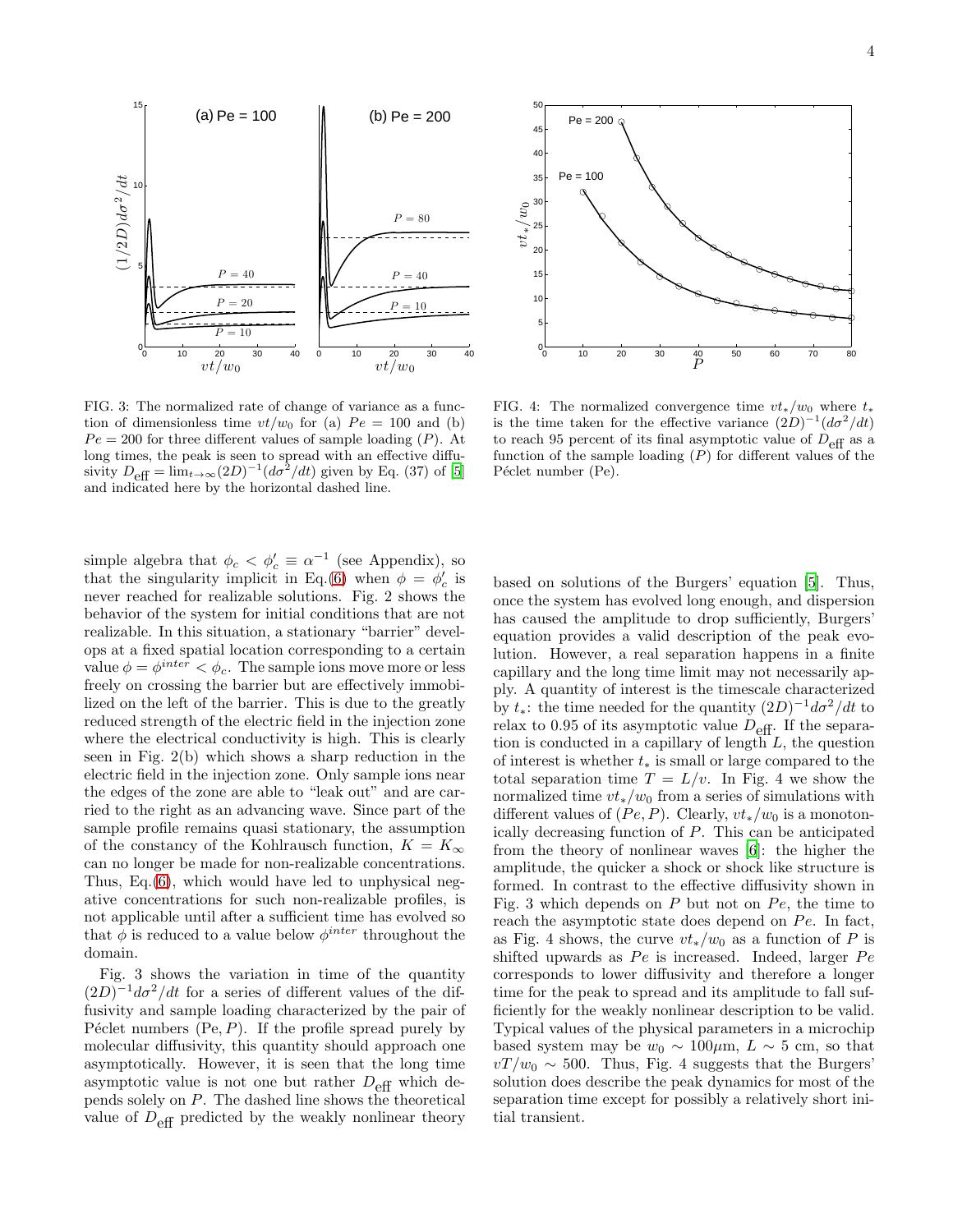FIG. 3: The normalized rate of change of variance as a function of dimensionless time $vt/w_0$ for (a) $Pe = 100$ and (b) $Pe = 200$ for three different values of sample loading ($P$). At long times, the peak is seen to spread with an effective diffusivity $D_{\text{eff}} = \lim_{t\to\infty}(2D)^{-1}(d\sigma^2/dt)$ given by Eq. (37) of [5] and indicated here by the horizontal dashed line.

FIG. 4: The normalized convergence time $vt_*/w_0$ where $t_*$ is the time taken for the effective variance $(2D)^{-1}(d\sigma^2/dt)$ to reach 95 percent of its final asymptotic value of $D_{\text{eff}}$ as a function of the sample loading ($P$) for different values of the Péclet number (Pe).

simple algebra that $\phi_c < \phi_c' \equiv \alpha^{-1}$ (see Appendix), so that the singularity implicit in Eq.(6) when $\phi = \phi_c'$ is never reached for realizable solutions. Fig. 2 shows the behavior of the system for initial conditions that are not realizable. In this situation, a stationary "barrier" develops at a fixed spatial location corresponding to a certain value $\phi = \phi^{inter} < \phi_c$. The sample ions move more or less freely on crossing the barrier but are effectively immobilized on the left of the barrier. This is due to the greatly reduced strength of the electric field in the injection zone where the electrical conductivity is high. This is clearly seen in Fig. 2(b) which shows a sharp reduction in the electric field in the injection zone. Only sample ions near the edges of the zone are able to "leak out" and are carried to the right as an advancing wave. Since part of the sample profile remains quasi stationary, the assumption of the constancy of the Kohlrausch function, $K = K_\infty$ can no longer be made for non-realizable concentrations. Thus, Eq.(6), which would have led to unphysical negative concentrations for such non-realizable profiles, is not applicable until after a sufficient time has evolved so that $\phi$ is reduced to a value below $\phi^{inter}$ throughout the domain.

Fig. 3 shows the variation in time of the quantity $(2D)^{-1}d\sigma^2/dt$ for a series of different values of the diffusivity and sample loading characterized by the pair of Péclet numbers (Pe, $P$). If the profile spread purely by molecular diffusivity, this quantity should approach one asymptotically. However, it is seen that the long time asymptotic value is not one but rather $D_{\text{eff}}$ which depends solely on $P$. The dashed line shows the theoretical value of $D_{\text{eff}}$ predicted by the weakly nonlinear theory based on solutions of the Burgers' equation [5]. Thus, once the system has evolved long enough, and dispersion has caused the amplitude to drop sufficiently, Burgers' equation provides a valid description of the peak evolution. However, a real separation happens in a finite capillary and the long time limit may not necessarily apply. A quantity of interest is the timescale characterized by $t_*$: the time needed for the quantity $(2D)^{-1}d\sigma^2/dt$ to relax to 0.95 of its asymptotic value $D_{\text{eff}}$. If the separation is conducted in a capillary of length $L$, the question of interest is whether $t_*$ is small or large compared to the total separation time $T = L/v$. In Fig. 4 we show the normalized time $vt_*/w_0$ from a series of simulations with different values of $(Pe, P)$. Clearly, $vt_*/w_0$ is a monotonically decreasing function of $P$. This can be anticipated from the theory of nonlinear waves [6]: the higher the amplitude, the quicker a shock or shock like structure is formed. In contrast to the effective diffusivity shown in Fig. 3 which depends on $P$ but not on $Pe$, the time to reach the asymptotic state does depend on $Pe$. In fact, as Fig. 4 shows, the curve $vt_*/w_0$ as a function of $P$ is shifted upwards as $Pe$ is increased. Indeed, larger $Pe$ corresponds to lower diffusivity and therefore a longer time for the peak to spread and its amplitude to fall sufficiently for the weakly nonlinear description to be valid. Typical values of the physical parameters in a microchip based system may be $w_0 \sim 100\mu$m, $L \sim 5$ cm, so that $vT/w_0 \sim 500$. Thus, Fig. 4 suggests that the Burgers' solution does describe the peak dynamics for most of the separation time except for possibly a relatively short initial transient.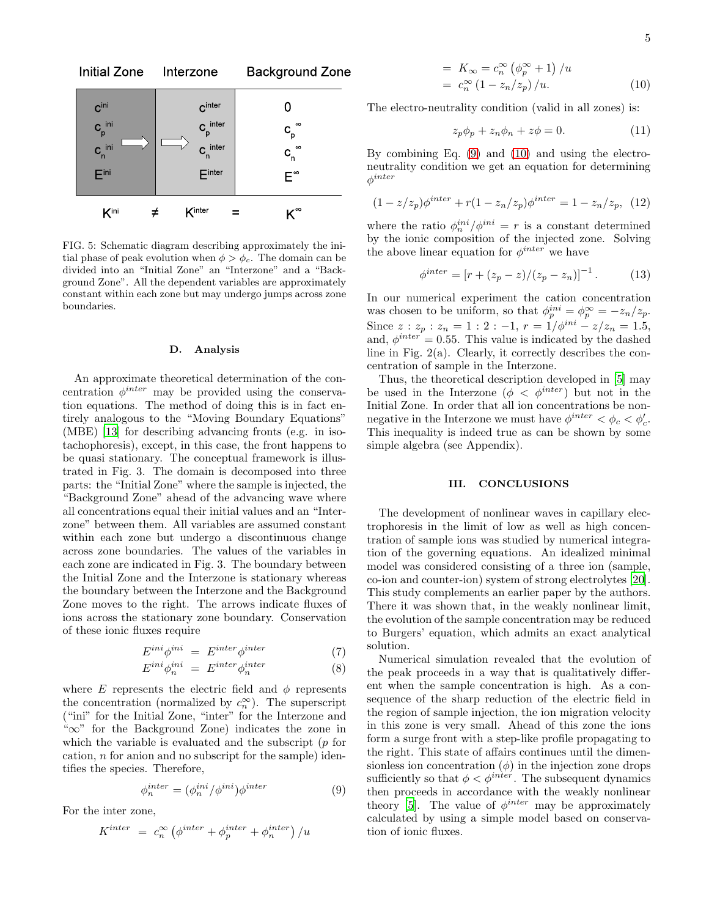Initial Zone | Interzone | Background Zone

| $c^{ini}$ | $c^{inter}$ | 0 |
|---|---|---|
| $c_p^{ini}$ | $c_p^{inter}$ | $c_p^{\infty}$ |
| $c_n^{ini}$ | $c_n^{inter}$ | $c_n^{\infty}$ |
| $E^{ini}$ | $E^{inter}$ | $E^{\infty}$ |

$K^{ini} \neq K^{inter} = K^{\infty}$

FIG. 5: Schematic diagram describing approximately the initial phase of peak evolution when $\phi > \phi_c$. The domain can be divided into an "Initial Zone" an "Interzone" and a "Background Zone". All the dependent variables are approximately constant within each zone but may undergo jumps across zone boundaries.

### D. Analysis

An approximate theoretical determination of the concentration $\phi^{inter}$ may be provided using the conservation equations. The method of doing this is in fact entirely analogous to the "Moving Boundary Equations" (MBE) [13] for describing advancing fronts (e.g. in isotachophoresis), except, in this case, the front happens to be quasi stationary. The conceptual framework is illustrated in Fig. 3. The domain is decomposed into three parts: the "Initial Zone" where the sample is injected, the "Background Zone" ahead of the advancing wave where all concentrations equal their initial values and an "Interzone" between them. All variables are assumed constant within each zone but undergo a discontinuous change across zone boundaries. The values of the variables in each zone are indicated in Fig. 3. The boundary between the Initial Zone and the Interzone is stationary whereas the boundary between the Interzone and the Background Zone moves to the right. The arrows indicate fluxes of ions across the stationary zone boundary. Conservation of these ionic fluxes require

$$E^{ini}\phi^{ini} = E^{inter}\phi^{inter} \tag{7}$$

$$E^{ini}\phi_n^{ini} = E^{inter}\phi_n^{inter} \tag{8}$$

where $E$ represents the electric field and $\phi$ represents the concentration (normalized by $c_n^{\infty}$). The superscript ("ini" for the Initial Zone, "inter" for the Interzone and "$\infty$" for the Background Zone) indicates the zone in which the variable is evaluated and the subscript ($p$ for cation, $n$ for anion and no subscript for the sample) identifies the species. Therefore,

$$\phi_n^{inter} = (\phi_n^{ini}/\phi^{ini})\phi^{inter} \tag{9}$$

For the inter zone,

$$
\begin{aligned}
K^{inter} &= c_n^{\infty}\left(\phi^{inter} + \phi_p^{inter} + \phi_n^{inter}\right)/u \\
&= K_{\infty} = c_n^{\infty}\left(\phi_p^{\infty} + 1\right)/u \\
&= c_n^{\infty}\left(1 - z_n/z_p\right)/u.
\end{aligned} \tag{10}
$$

The electro-neutrality condition (valid in all zones) is:

$$z_p\phi_p + z_n\phi_n + z\phi = 0. \tag{11}$$

By combining Eq. (9) and (10) and using the electro-neutrality condition we get an equation for determining $\phi^{inter}$

$$(1 - z/z_p)\phi^{inter} + r(1 - z_n/z_p)\phi^{inter} = 1 - z_n/z_p, \tag{12}$$

where the ratio $\phi_n^{ini}/\phi^{ini} = r$ is a constant determined by the ionic composition of the injected zone. Solving the above linear equation for $\phi^{inter}$ we have

$$\phi^{inter} = \left[r + (z_p - z)/(z_p - z_n)\right]^{-1}. \tag{13}$$

In our numerical experiment the cation concentration was chosen to be uniform, so that $\phi_p^{ini} = \phi_p^{\infty} = -z_n/z_p$. Since $z : z_p : z_n = 1 : 2 : -1$, $r = 1/\phi^{ini} - z/z_n = 1.5$, and, $\phi^{inter} = 0.55$. This value is indicated by the dashed line in Fig. 2(a). Clearly, it correctly describes the concentration of sample in the Interzone.

Thus, the theoretical description developed in [5] may be used in the Interzone ($\phi < \phi^{inter}$) but not in the Initial Zone. In order that all ion concentrations be non-negative in the Interzone we must have $\phi^{inter} < \phi_c < \phi_c'$. This inequality is indeed true as can be shown by some simple algebra (see Appendix).

## III. CONCLUSIONS

The development of nonlinear waves in capillary electrophoresis in the limit of low as well as high concentration of sample ions was studied by numerical integration of the governing equations. An idealized minimal model was considered consisting of a three ion (sample, co-ion and counter-ion) system of strong electrolytes [20]. This study complements an earlier paper by the authors. There it was shown that, in the weakly nonlinear limit, the evolution of the sample concentration may be reduced to Burgers' equation, which admits an exact analytical solution.

Numerical simulation revealed that the evolution of the peak proceeds in a way that is qualitatively different when the sample concentration is high. As a consequence of the sharp reduction of the electric field in the region of sample injection, the ion migration velocity in this zone is very small. Ahead of this zone the ions form a surge front with a step-like profile propagating to the right. This state of affairs continues until the dimensionless ion concentration ($\phi$) in the injection zone drops sufficiently so that $\phi < \phi^{inter}$. The subsequent dynamics then proceeds in accordance with the weakly nonlinear theory [5]. The value of $\phi^{inter}$ may be approximately calculated by using a simple model based on conservation of ionic fluxes.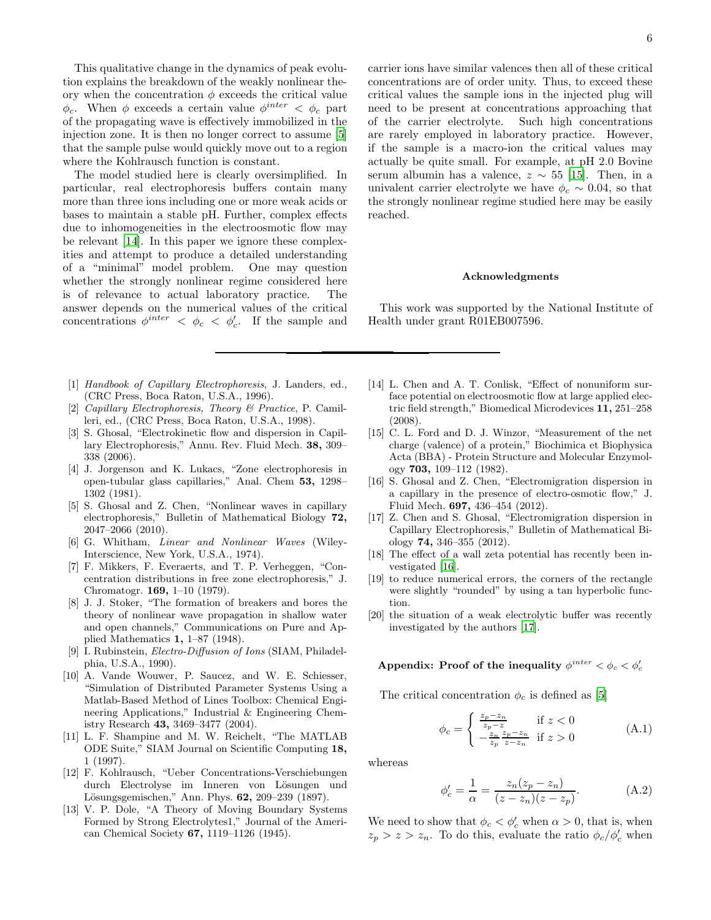This qualitative change in the dynamics of peak evolution explains the breakdown of the weakly nonlinear theory when the concentration $\phi$ exceeds the critical value $\phi_c$. When $\phi$ exceeds a certain value $\phi^{inter} < \phi_c$ part of the propagating wave is effectively immobilized in the injection zone. It is then no longer correct to assume [5] that the sample pulse would quickly move out to a region where the Kohlrausch function is constant.

The model studied here is clearly oversimplified. In particular, real electrophoresis buffers contain many more than three ions including one or more weak acids or bases to maintain a stable pH. Further, complex effects due to inhomogeneities in the electroosmotic flow may be relevant [14]. In this paper we ignore these complexities and attempt to produce a detailed understanding of a "minimal" model problem. One may question whether the strongly nonlinear regime considered here is of relevance to actual laboratory practice. The answer depends on the numerical values of the critical concentrations $\phi^{inter} < \phi_c < \phi_c'$. If the sample and carrier ions have similar valences then all of these critical concentrations are of order unity. Thus, to exceed these critical values the sample ions in the injected plug will need to be present at concentrations approaching that of the carrier electrolyte. Such high concentrations are rarely employed in laboratory practice. However, if the sample is a macro-ion the critical values may actually be quite small. For example, at pH 2.0 Bovine serum albumin has a valence, $z \sim 55$ [15]. Then, in a univalent carrier electrolyte we have $\phi_c \sim 0.04$, so that the strongly nonlinear regime studied here may be easily reached.

### Acknowledgments

This work was supported by the National Institute of Health under grant R01EB007596.

---

- [1] *Handbook of Capillary Electrophoresis*, J. Landers, ed., (CRC Press, Boca Raton, U.S.A., 1996).
- [2] *Capillary Electrophoresis, Theory & Practice*, P. Camilleri, ed., (CRC Press, Boca Raton, U.S.A., 1998).
- [3] S. Ghosal, "Electrokinetic flow and dispersion in Capillary Electrophoresis," Annu. Rev. Fluid Mech. **38,** 309–338 (2006).
- [4] J. Jorgenson and K. Lukacs, "Zone electrophoresis in open-tubular glass capillaries," Anal. Chem **53,** 1298–1302 (1981).
- [5] S. Ghosal and Z. Chen, "Nonlinear waves in capillary electrophoresis," Bulletin of Mathematical Biology **72,** 2047–2066 (2010).
- [6] G. Whitham, *Linear and Nonlinear Waves* (Wiley-Interscience, New York, U.S.A., 1974).
- [7] F. Mikkers, F. Everaerts, and T. P. Verheggen, "Concentration distributions in free zone electrophoresis," J. Chromatogr. **169,** 1–10 (1979).
- [8] J. J. Stoker, "The formation of breakers and bores the theory of nonlinear wave propagation in shallow water and open channels," Communications on Pure and Applied Mathematics **1,** 1–87 (1948).
- [9] I. Rubinstein, *Electro-Diffusion of Ions* (SIAM, Philadelphia, U.S.A., 1990).
- [10] A. Vande Wouwer, P. Saucez, and W. E. Schiesser, "Simulation of Distributed Parameter Systems Using a Matlab-Based Method of Lines Toolbox: Chemical Engineering Applications," Industrial & Engineering Chemistry Research **43,** 3469–3477 (2004).
- [11] L. F. Shampine and M. W. Reichelt, "The MATLAB ODE Suite," SIAM Journal on Scientific Computing **18,** 1 (1997).
- [12] F. Kohlrausch, "Ueber Concentrations-Verschiebungen durch Electrolyse im Inneren von Lösungen und Lösungsgemischen," Ann. Phys. **62,** 209–239 (1897).
- [13] V. P. Dole, "A Theory of Moving Boundary Systems Formed by Strong Electrolytes1," Journal of the American Chemical Society **67,** 1119–1126 (1945).
- [14] L. Chen and A. T. Conlisk, "Effect of nonuniform surface potential on electroosmotic flow at large applied electric field strength," Biomedical Microdevices **11,** 251–258 (2008).
- [15] C. L. Ford and D. J. Winzor, "Measurement of the net charge (valence) of a protein," Biochimica et Biophysica Acta (BBA) - Protein Structure and Molecular Enzymology **703,** 109–112 (1982).
- [16] S. Ghosal and Z. Chen, "Electromigration dispersion in a capillary in the presence of electro-osmotic flow," J. Fluid Mech. **697,** 436–454 (2012).
- [17] Z. Chen and S. Ghosal, "Electromigration dispersion in Capillary Electrophoresis," Bulletin of Mathematical Biology **74,** 346–355 (2012).
- [18] The effect of a wall zeta potential has recently been investigated [16].
- [19] to reduce numerical errors, the corners of the rectangle were slightly "rounded" by using a tan hyperbolic function.
- [20] the situation of a weak electrolytic buffer was recently investigated by the authors [17].

### Appendix: Proof of the inequality $\phi^{inter} < \phi_c < \phi_c'$

The critical concentration $\phi_c$ is defined as [5]

$$\phi_c = \begin{cases} \frac{z_p - z_n}{z_p - z} & \text{if } z < 0 \\ -\frac{z_n}{z_p}\frac{z_p - z_n}{z - z_n} & \text{if } z > 0 \end{cases} \tag{A.1}$$

whereas

$$\phi_c' = \frac{1}{\alpha} = \frac{z_n(z_p - z_n)}{(z - z_n)(z - z_p)}. \tag{A.2}$$

We need to show that $\phi_c < \phi_c'$ when $\alpha > 0$, that is, when $z_p > z > z_n$. To do this, evaluate the ratio $\phi_c/\phi_c'$ when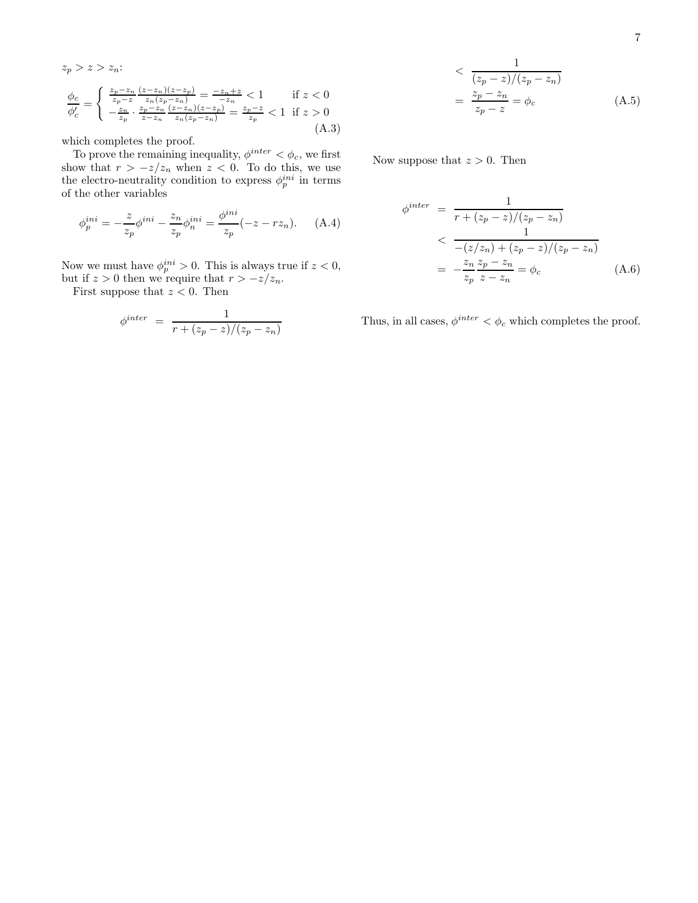$z_p > z > z_n$:

$$\frac{\phi_c}{\phi_c'} = \begin{cases} \frac{z_p - z_n}{z_p - z}\frac{(z-z_n)(z-z_p)}{z_n(z_p - z_n)} = \frac{-z_n + z}{-z_n} < 1 & \text{if } z < 0 \\ -\frac{z_n}{z_p} \cdot \frac{z_p - z_n}{z - z_n}\frac{(z-z_n)(z-z_p)}{z_n(z_p - z_n)} = \frac{z_p - z}{z_p} < 1 & \text{if } z > 0 \end{cases} \tag{A.3}$$

which completes the proof.

To prove the remaining inequality, $\phi^{inter} < \phi_c$, we first show that $r > -z/z_n$ when $z < 0$. To do this, we use the electro-neutrality condition to express $\phi_p^{ini}$ in terms of the other variables

$$\phi_p^{ini} = -\frac{z}{z_p}\phi^{ini} - \frac{z_n}{z_p}\phi_n^{ini} = \frac{\phi^{ini}}{z_p}(-z - rz_n). \tag{A.4}$$

Now we must have $\phi_p^{ini} > 0$. This is always true if $z < 0$, but if $z > 0$ then we require that $r > -z/z_n$.

First suppose that $z < 0$. Then

$$\begin{aligned} \phi^{inter} &= \frac{1}{r + (z_p - z)/(z_p - z_n)} \\ &< \frac{1}{(z_p - z)/(z_p - z_n)} \\ &= \frac{z_p - z_n}{z_p - z} = \phi_c \end{aligned} \tag{A.5}$$

Now suppose that $z > 0$. Then

$$\begin{aligned} \phi^{inter} &= \frac{1}{r + (z_p - z)/(z_p - z_n)} \\ &< \frac{1}{-(z/z_n) + (z_p - z)/(z_p - z_n)} \\ &= -\frac{z_n}{z_p}\frac{z_p - z_n}{z - z_n} = \phi_c \end{aligned} \tag{A.6}$$

Thus, in all cases, $\phi^{inter} < \phi_c$ which completes the proof.